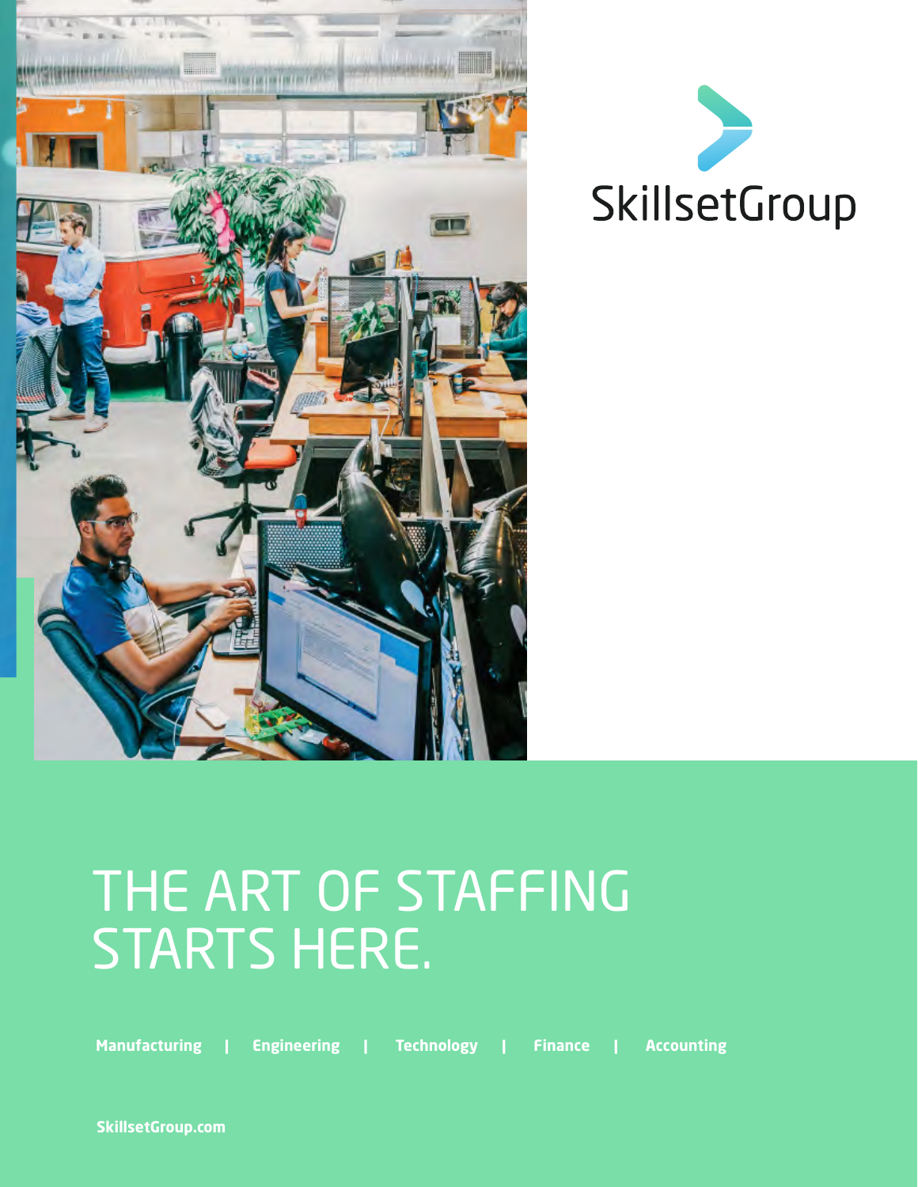SkillsetGroup

# THE ART OF STAFFING STARTS HERE.

**Manufacturing | Engineering | Technology | Finance | Accounting**

**SkillsetGroup.com**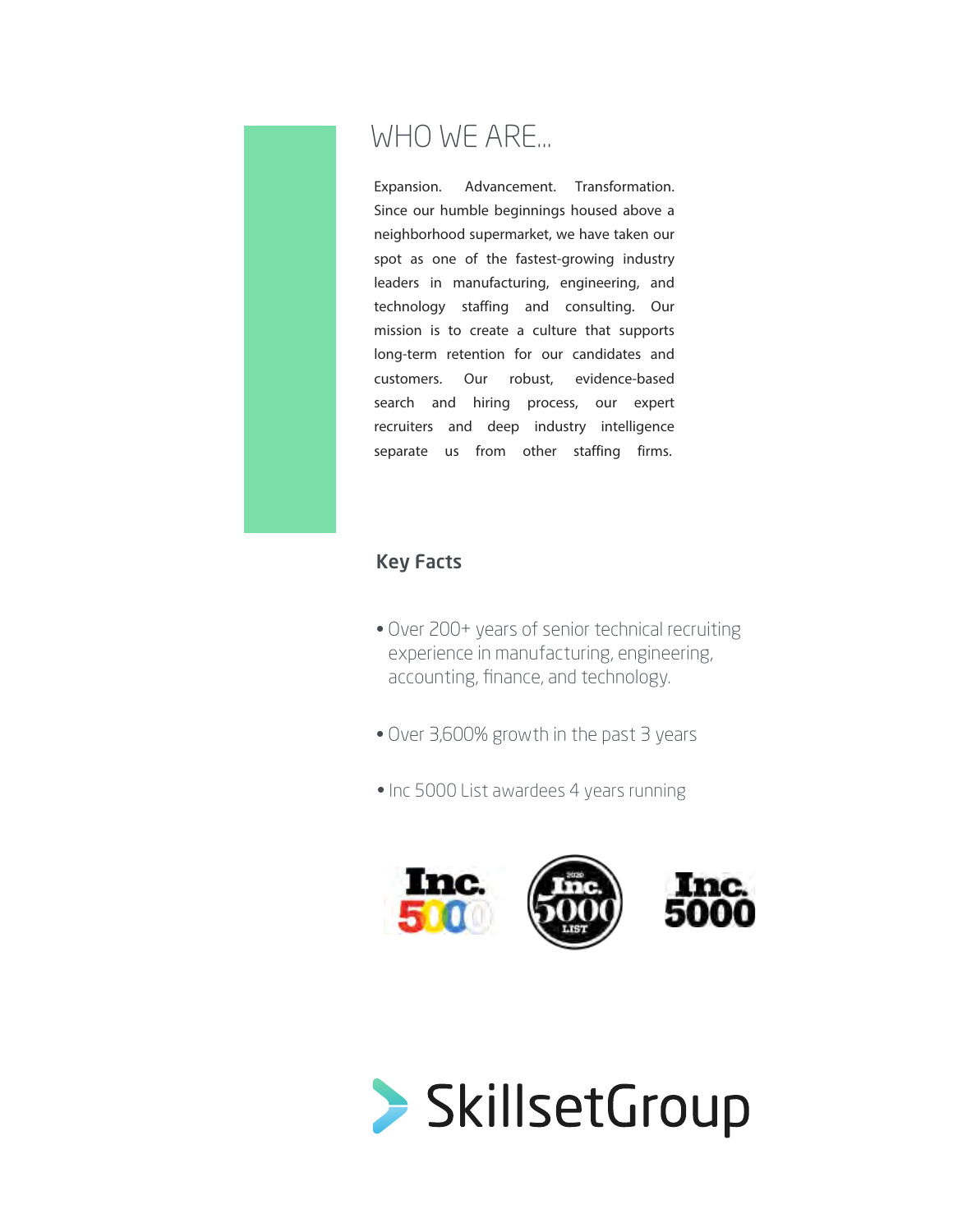# WHO WE ARE...

Expansion. Advancement. Transformation. Since our humble beginnings housed above a neighborhood supermarket, we have taken our spot as one of the fastest-growing industry leaders in manufacturing, engineering, and technology staffing and consulting. Our mission is to create a culture that supports long-term retention for our candidates and customers. Our robust, evidence-based search and hiring process, our expert recruiters and deep industry intelligence separate us from other staffing firms.

## Key Facts

- Over 200+ years of senior technical recruiting experience in manufacturing, engineering, accounting, finance, and technology.
- Over 3,600% growth in the past 3 years
- Inc 5000 List awardees 4 years running

SkillsetGroup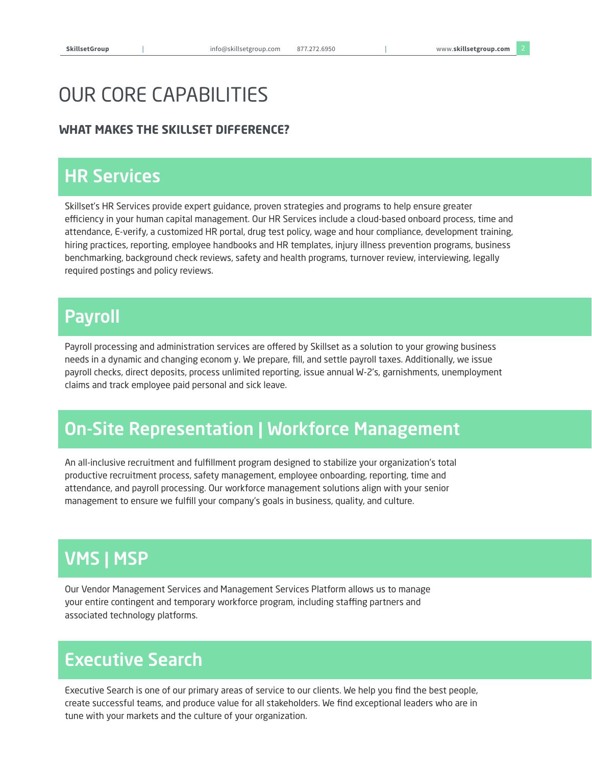# OUR CORE CAPABILITIES

### WHAT MAKES THE SKILLSET DIFFERENCE?

## HR Services

Skillset's HR Services provide expert guidance, proven strategies and programs to help ensure greater efficiency in your human capital management. Our HR Services include a cloud-based onboard process, time and attendance, E-verify, a customized HR portal, drug test policy, wage and hour compliance, development training, hiring practices, reporting, employee handbooks and HR templates, injury illness prevention programs, business benchmarking, background check reviews, safety and health programs, turnover review, interviewing, legally required postings and policy reviews.

## Payroll

Payroll processing and administration services are offered by Skillset as a solution to your growing business needs in a dynamic and changing econom y. We prepare, fill, and settle payroll taxes. Additionally, we issue payroll checks, direct deposits, process unlimited reporting, issue annual W-2's, garnishments, unemployment claims and track employee paid personal and sick leave.

## On-Site Representation | Workforce Management

An all-inclusive recruitment and fulfillment program designed to stabilize your organization's total productive recruitment process, safety management, employee onboarding, reporting, time and attendance, and payroll processing. Our workforce management solutions align with your senior management to ensure we fulfill your company's goals in business, quality, and culture.

## VMS | MSP

Our Vendor Management Services and Management Services Platform allows us to manage your entire contingent and temporary workforce program, including staffing partners and associated technology platforms.

## Executive Search

Executive Search is one of our primary areas of service to our clients. We help you find the best people, create successful teams, and produce value for all stakeholders. We find exceptional leaders who are in tune with your markets and the culture of your organization.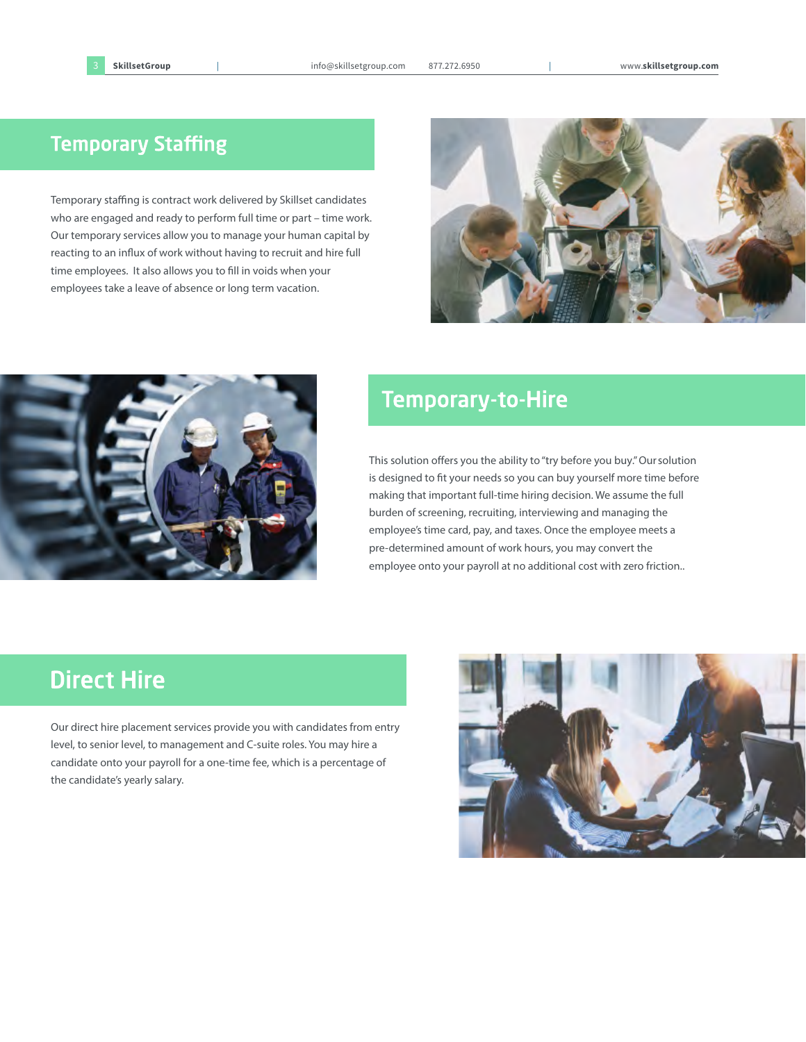## Temporary Staffing

Temporary staffing is contract work delivered by Skillset candidates who are engaged and ready to perform full time or part – time work. Our temporary services allow you to manage your human capital by reacting to an influx of work without having to recruit and hire full time employees. It also allows you to fill in voids when your employees take a leave of absence or long term vacation.

## Temporary-to-Hire

This solution offers you the ability to "try before you buy." Our solution is designed to fit your needs so you can buy yourself more time before making that important full-time hiring decision. We assume the full burden of screening, recruiting, interviewing and managing the employee's time card, pay, and taxes. Once the employee meets a pre-determined amount of work hours, you may convert the employee onto your payroll at no additional cost with zero friction..

## Direct Hire

Our direct hire placement services provide you with candidates from entry level, to senior level, to management and C-suite roles. You may hire a candidate onto your payroll for a one-time fee, which is a percentage of the candidate's yearly salary.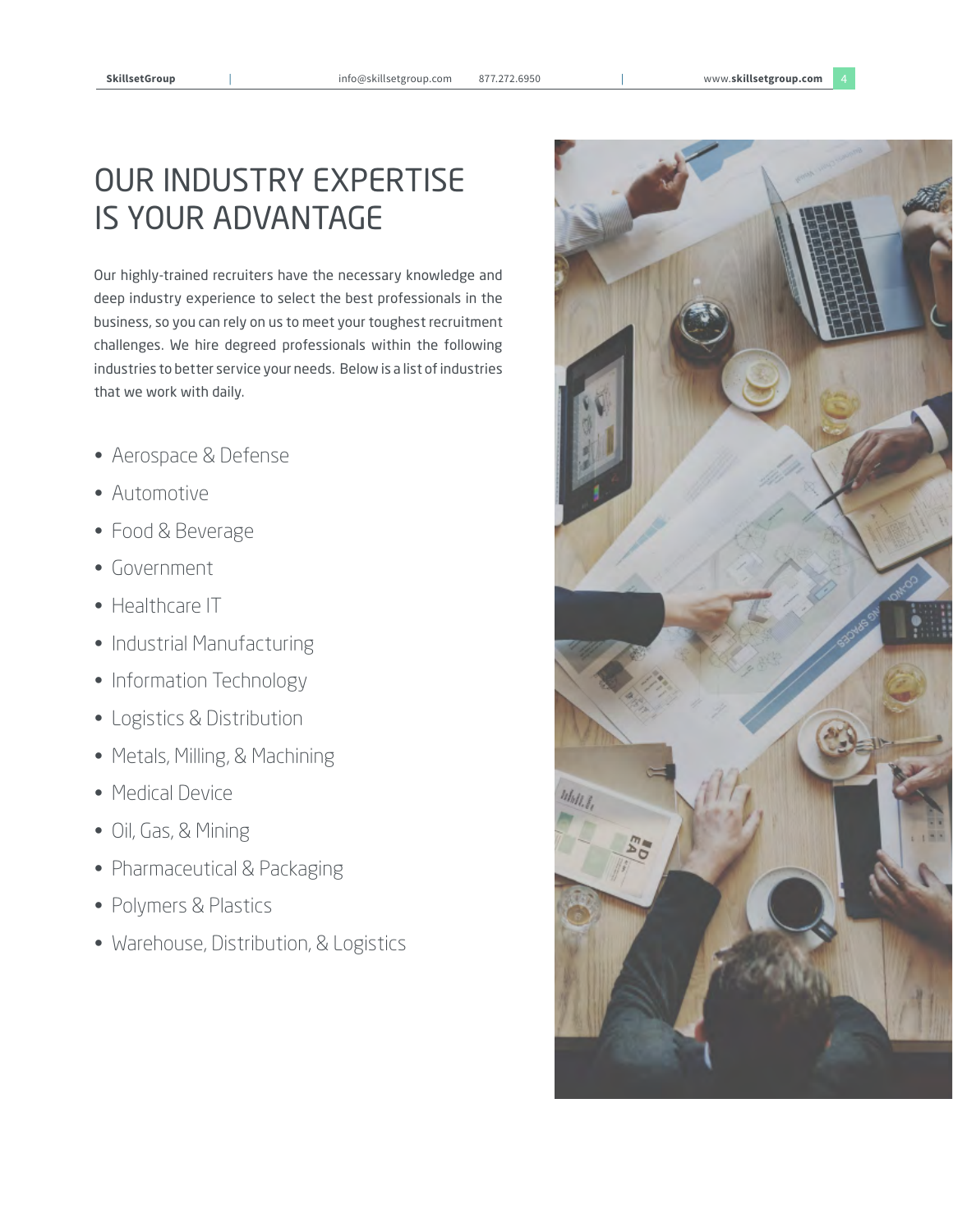# OUR INDUSTRY EXPERTISE IS YOUR ADVANTAGE

Our highly-trained recruiters have the necessary knowledge and deep industry experience to select the best professionals in the business, so you can rely on us to meet your toughest recruitment challenges. We hire degreed professionals within the following industries to better service your needs. Below is a list of industries that we work with daily.

- Aerospace & Defense
- Automotive
- Food & Beverage
- Government
- Healthcare IT
- Industrial Manufacturing
- Information Technology
- Logistics & Distribution
- Metals, Milling, & Machining
- Medical Device
- Oil, Gas, & Mining
- Pharmaceutical & Packaging
- Polymers & Plastics
- Warehouse, Distribution, & Logistics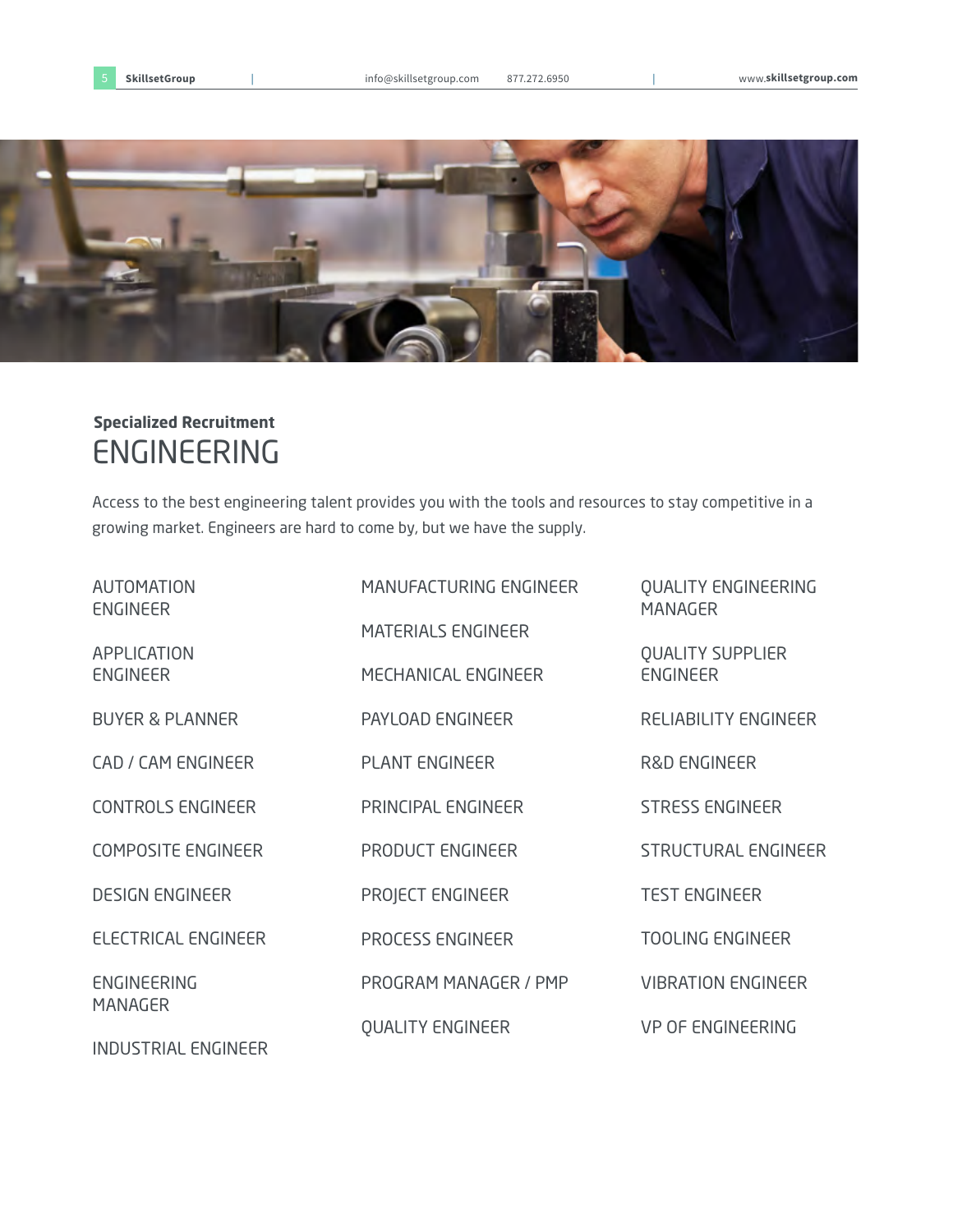**Specialized Recruitment**

# ENGINEERING

Access to the best engineering talent provides you with the tools and resources to stay competitive in a growing market. Engineers are hard to come by, but we have the supply.

- AUTOMATION ENGINEER
- APPLICATION ENGINEER
- BUYER & PLANNER
- CAD / CAM ENGINEER
- CONTROLS ENGINEER
- COMPOSITE ENGINEER
- DESIGN ENGINEER
- ELECTRICAL ENGINEER
- ENGINEERING MANAGER
- INDUSTRIAL ENGINEER
- MANUFACTURING ENGINEER
- MATERIALS ENGINEER
- MECHANICAL ENGINEER
- PAYLOAD ENGINEER
- PLANT ENGINEER
- PRINCIPAL ENGINEER
- PRODUCT ENGINEER
- PROJECT ENGINEER
- PROCESS ENGINEER
- PROGRAM MANAGER / PMP
- QUALITY ENGINEER
- QUALITY ENGINEERING MANAGER
- QUALITY SUPPLIER ENGINEER
- RELIABILITY ENGINEER
- R&D ENGINEER
- STRESS ENGINEER
- STRUCTURAL ENGINEER
- TEST ENGINEER
- TOOLING ENGINEER
- VIBRATION ENGINEER
- VP OF ENGINEERING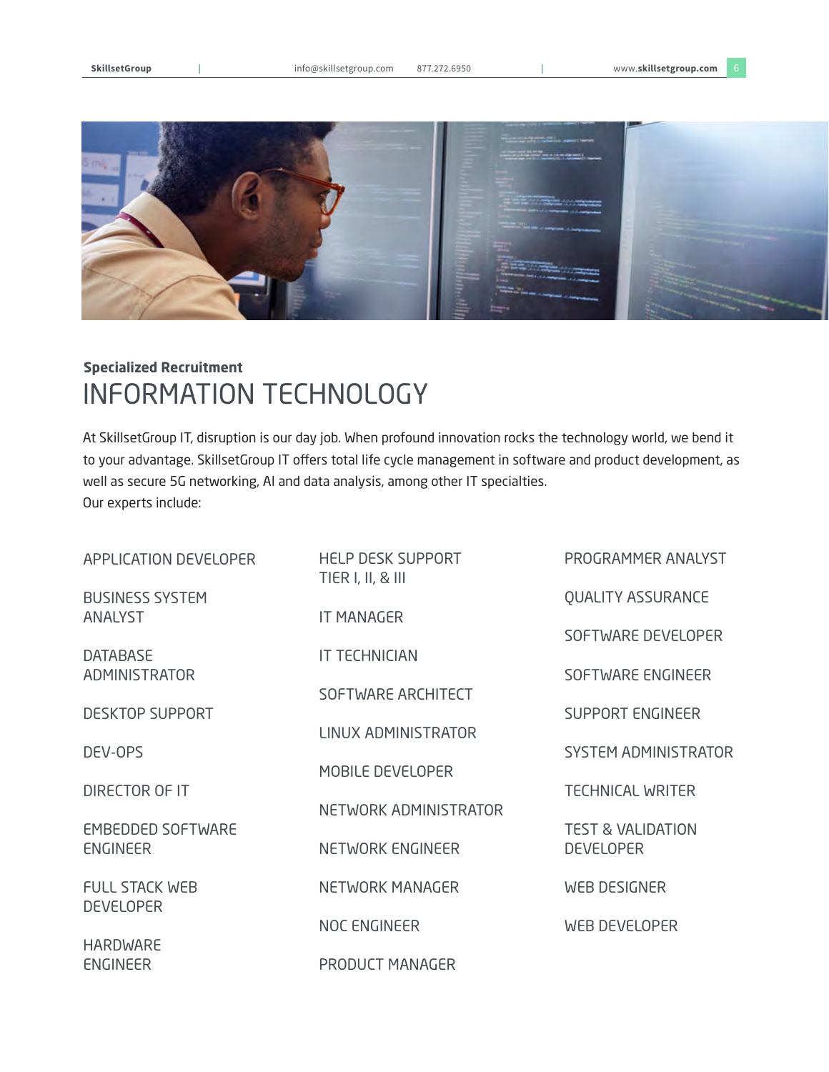**Specialized Recruitment**

# INFORMATION TECHNOLOGY

At SkillsetGroup IT, disruption is our day job. When profound innovation rocks the technology world, we bend it to your advantage. SkillsetGroup IT offers total life cycle management in software and product development, as well as secure 5G networking, AI and data analysis, among other IT specialties.
Our experts include:

- APPLICATION DEVELOPER
- BUSINESS SYSTEM ANALYST
- DATABASE ADMINISTRATOR
- DESKTOP SUPPORT
- DEV-OPS
- DIRECTOR OF IT
- EMBEDDED SOFTWARE ENGINEER
- FULL STACK WEB DEVELOPER
- HARDWARE ENGINEER
- HELP DESK SUPPORT TIER I, II, & III
- IT MANAGER
- IT TECHNICIAN
- SOFTWARE ARCHITECT
- LINUX ADMINISTRATOR
- MOBILE DEVELOPER
- NETWORK ADMINISTRATOR
- NETWORK ENGINEER
- NETWORK MANAGER
- NOC ENGINEER
- PRODUCT MANAGER
- PROGRAMMER ANALYST
- QUALITY ASSURANCE
- SOFTWARE DEVELOPER
- SOFTWARE ENGINEER
- SUPPORT ENGINEER
- SYSTEM ADMINISTRATOR
- TECHNICAL WRITER
- TEST & VALIDATION DEVELOPER
- WEB DESIGNER
- WEB DEVELOPER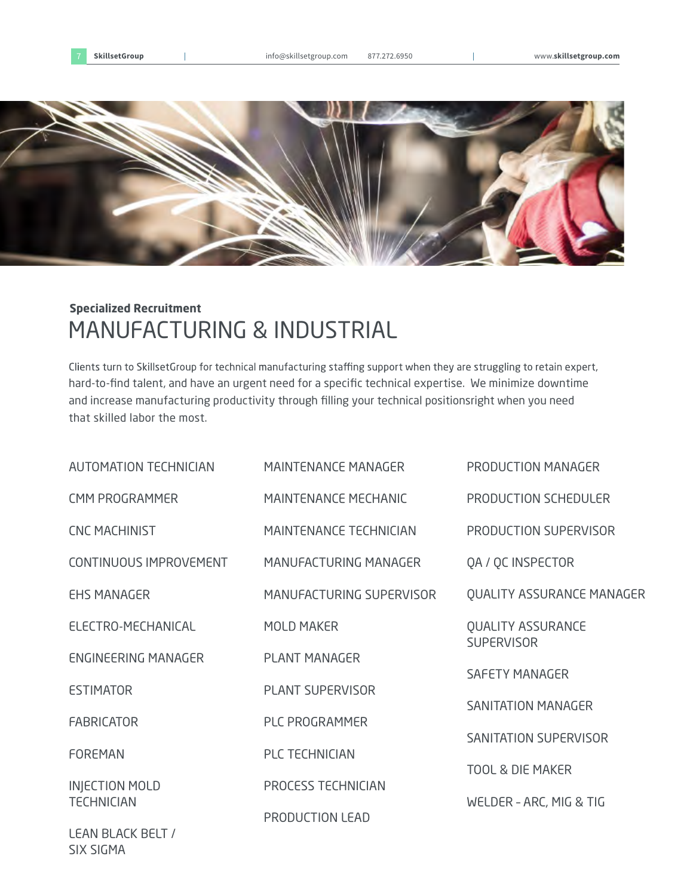**Specialized Recruitment**

# MANUFACTURING & INDUSTRIAL

Clients turn to SkillsetGroup for technical manufacturing staffing support when they are struggling to retain expert, hard-to-find talent, and have an urgent need for a specific technical expertise. We minimize downtime and increase manufacturing productivity through filling your technical positionsright when you need that skilled labor the most.

- AUTOMATION TECHNICIAN
- CMM PROGRAMMER
- CNC MACHINIST
- CONTINUOUS IMPROVEMENT
- EHS MANAGER
- ELECTRO-MECHANICAL
- ENGINEERING MANAGER
- ESTIMATOR
- FABRICATOR
- FOREMAN
- INJECTION MOLD TECHNICIAN
- LEAN BLACK BELT / SIX SIGMA
- MAINTENANCE MANAGER
- MAINTENANCE MECHANIC
- MAINTENANCE TECHNICIAN
- MANUFACTURING MANAGER
- MANUFACTURING SUPERVISOR
- MOLD MAKER
- PLANT MANAGER
- PLANT SUPERVISOR
- PLC PROGRAMMER
- PLC TECHNICIAN
- PROCESS TECHNICIAN
- PRODUCTION LEAD
- PRODUCTION MANAGER
- PRODUCTION SCHEDULER
- PRODUCTION SUPERVISOR
- QA / QC INSPECTOR
- QUALITY ASSURANCE MANAGER
- QUALITY ASSURANCE SUPERVISOR
- SAFETY MANAGER
- SANITATION MANAGER
- SANITATION SUPERVISOR
- TOOL & DIE MAKER
- WELDER - ARC, MIG & TIG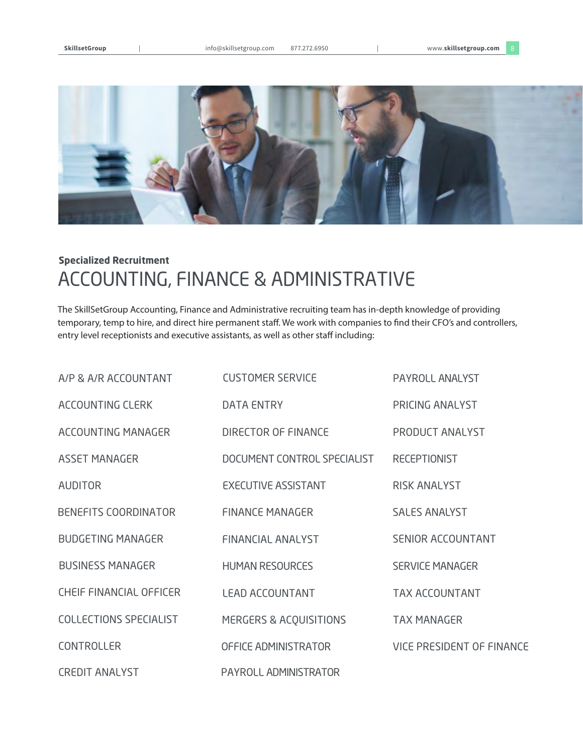**Specialized Recruitment**

# ACCOUNTING, FINANCE & ADMINISTRATIVE

The SkillSetGroup Accounting, Finance and Administrative recruiting team has in-depth knowledge of providing temporary, temp to hire, and direct hire permanent staff. We work with companies to find their CFO's and controllers, entry level receptionists and executive assistants, as well as other staff including:

- A/P & A/R ACCOUNTANT
- ACCOUNTING CLERK
- ACCOUNTING MANAGER
- ASSET MANAGER
- AUDITOR
- BENEFITS COORDINATOR
- BUDGETING MANAGER
- BUSINESS MANAGER
- CHEIF FINANCIAL OFFICER
- COLLECTIONS SPECIALIST
- CONTROLLER
- CREDIT ANALYST
- CUSTOMER SERVICE
- DATA ENTRY
- DIRECTOR OF FINANCE
- DOCUMENT CONTROL SPECIALIST
- EXECUTIVE ASSISTANT
- FINANCE MANAGER
- FINANCIAL ANALYST
- HUMAN RESOURCES
- LEAD ACCOUNTANT
- MERGERS & ACQUISITIONS
- OFFICE ADMINISTRATOR
- PAYROLL ADMINISTRATOR
- PAYROLL ANALYST
- PRICING ANALYST
- PRODUCT ANALYST
- RECEPTIONIST
- RISK ANALYST
- SALES ANALYST
- SENIOR ACCOUNTANT
- SERVICE MANAGER
- TAX ACCOUNTANT
- TAX MANAGER
- VICE PRESIDENT OF FINANCE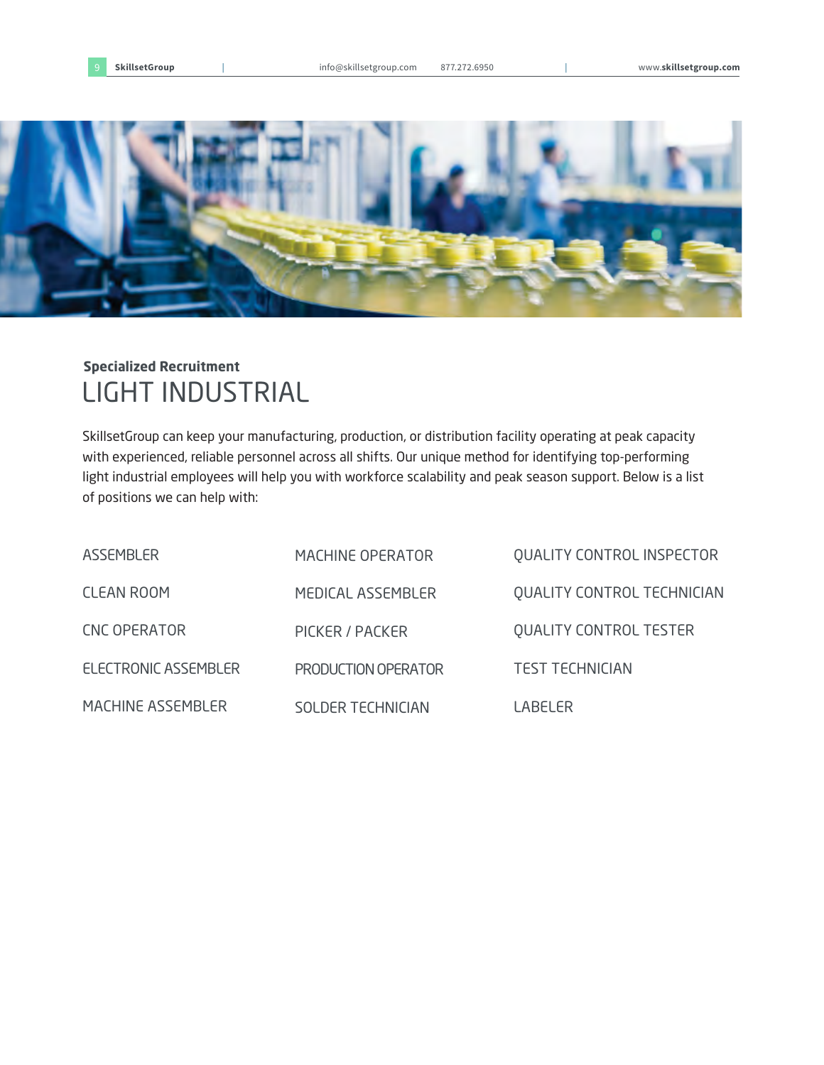**Specialized Recruitment**

# LIGHT INDUSTRIAL

SkillsetGroup can keep your manufacturing, production, or distribution facility operating at peak capacity with experienced, reliable personnel across all shifts. Our unique method for identifying top-performing light industrial employees will help you with workforce scalability and peak season support. Below is a list of positions we can help with:

- ASSEMBLER
- CLEAN ROOM
- CNC OPERATOR
- ELECTRONIC ASSEMBLER
- MACHINE ASSEMBLER
- MACHINE OPERATOR
- MEDICAL ASSEMBLER
- PICKER / PACKER
- PRODUCTION OPERATOR
- SOLDER TECHNICIAN
- QUALITY CONTROL INSPECTOR
- QUALITY CONTROL TECHNICIAN
- QUALITY CONTROL TESTER
- TEST TECHNICIAN
- LABELER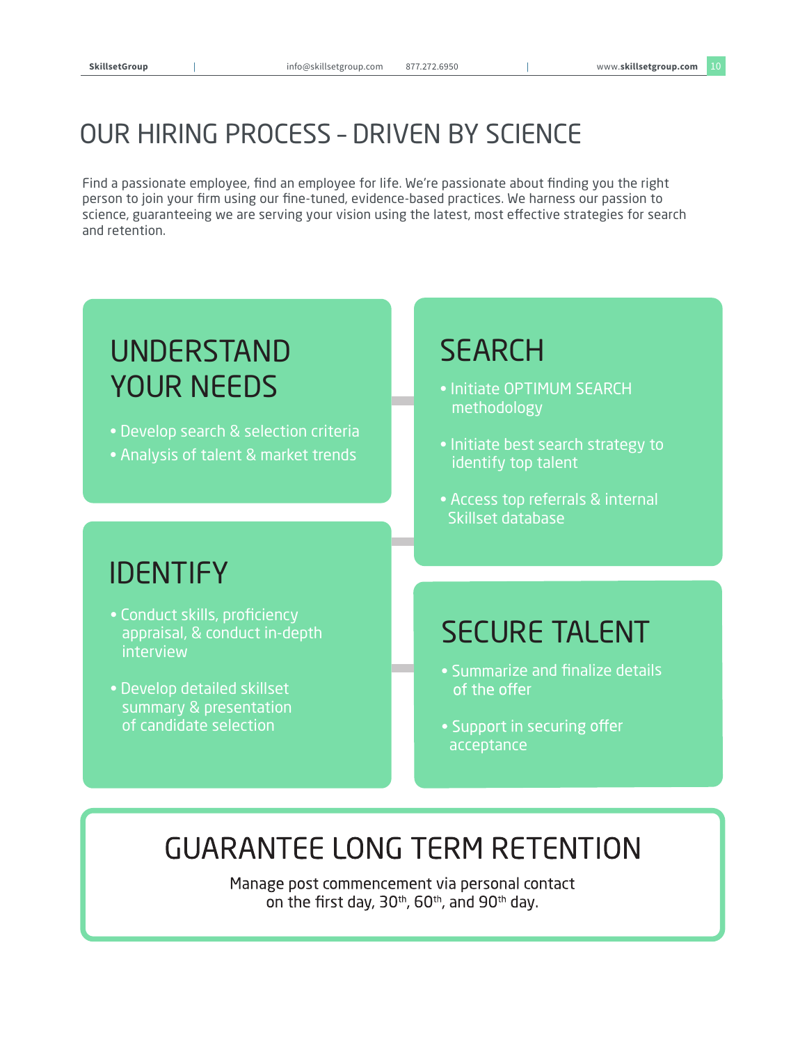# OUR HIRING PROCESS – DRIVEN BY SCIENCE

Find a passionate employee, find an employee for life. We're passionate about finding you the right person to join your firm using our fine-tuned, evidence-based practices. We harness our passion to science, guaranteeing we are serving your vision using the latest, most effective strategies for search and retention.

## UNDERSTAND YOUR NEEDS

- Develop search & selection criteria
- Analysis of talent & market trends

## SEARCH

- Initiate OPTIMUM SEARCH methodology
- Initiate best search strategy to identify top talent
- Access top referrals & internal Skillset database

## IDENTIFY

- Conduct skills, proficiency appraisal, & conduct in-depth interview
- Develop detailed skillset summary & presentation of candidate selection

## SECURE TALENT

- Summarize and finalize details of the offer
- Support in securing offer acceptance

## GUARANTEE LONG TERM RETENTION

Manage post commencement via personal contact on the first day, 30th, 60th, and 90th day.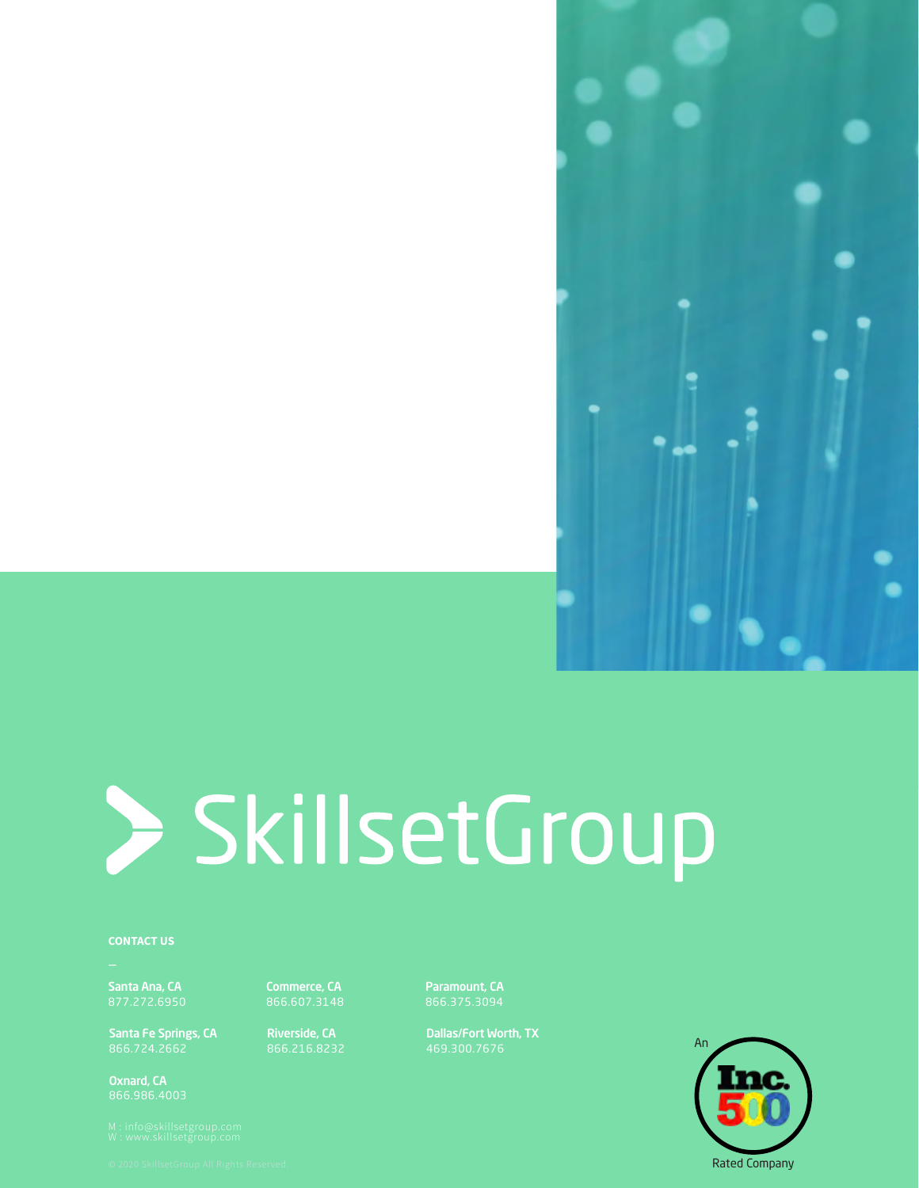# SkillsetGroup

**CONTACT US**

—

**Santa Ana, CA**
877.272.6950

**Commerce, CA**
866.607.3148

**Paramount, CA**
866.375.3094

**Santa Fe Springs, CA**
866.724.2662

**Riverside, CA**
866.216.8232

**Dallas/Fort Worth, TX**
469.300.7676

**Oxnard, CA**
866.986.4003

M : info@skillsetgroup.com
W : www.skillsetgroup.com

© 2020 SkillsetGroup All Rights Reserved.

An Inc. 500 Rated Company